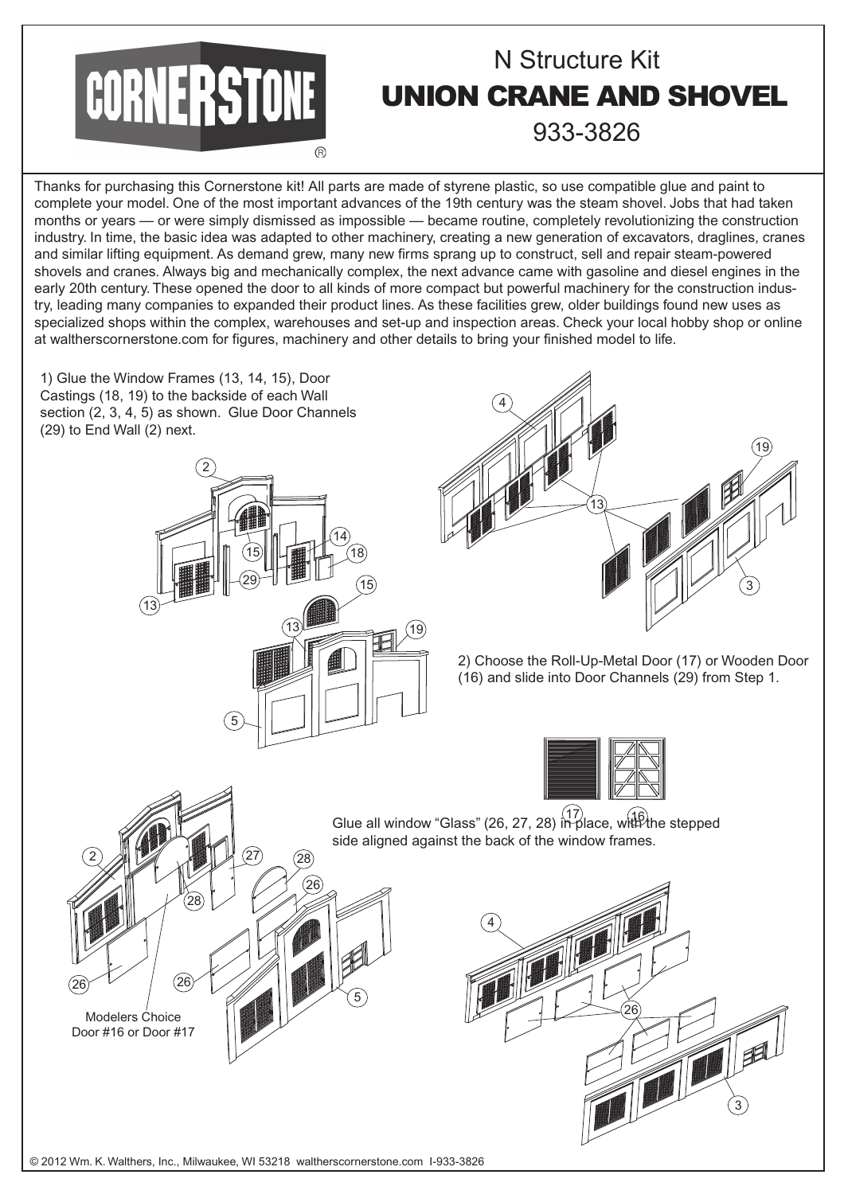# CORNERSTONE®

## N Structure Kit

# UNION CRANE AND SHOVEL

## 933-3826

Thanks for purchasing this Cornerstone kit! All parts are made of styrene plastic, so use compatible glue and paint to complete your model. One of the most important advances of the 19th century was the steam shovel. Jobs that had taken months or years — or were simply dismissed as impossible — became routine, completely revolutionizing the construction industry. In time, the basic idea was adapted to other machinery, creating a new generation of excavators, draglines, cranes and similar lifting equipment. As demand grew, many new firms sprang up to construct, sell and repair steam-powered shovels and cranes. Always big and mechanically complex, the next advance came with gasoline and diesel engines in the early 20th century. These opened the door to all kinds of more compact but powerful machinery for the construction industry, leading many companies to expanded their product lines. As these facilities grew, older buildings found new uses as specialized shops within the complex, warehouses and set-up and inspection areas. Check your local hobby shop or online at waltherscornerstone.com for figures, machinery and other details to bring your finished model to life.

1) Glue the Window Frames (13, 14, 15), Door Castings (18, 19) to the backside of each Wall section (2, 3, 4, 5) as shown. Glue Door Channels (29) to End Wall (2) next.

2) Choose the Roll-Up-Metal Door (17) or Wooden Door (16) and slide into Door Channels (29) from Step 1.

Glue all window "Glass" (26, 27, 28) in place, with the stepped side aligned against the back of the window frames.

Modelers Choice Door #16 or Door #17

© 2012 Wm. K. Walthers, Inc., Milwaukee, WI 53218 waltherscornerstone.com I-933-3826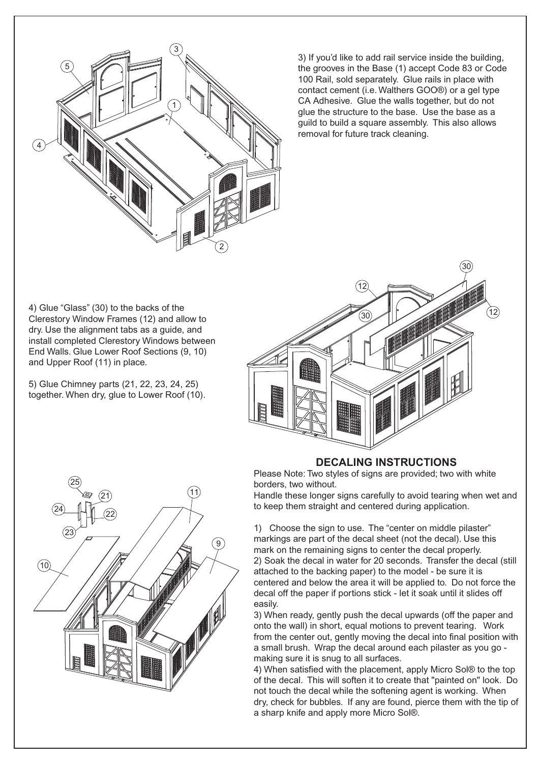3) If you'd like to add rail service inside the building, the grooves in the Base (1) accept Code 83 or Code 100 Rail, sold separately. Glue rails in place with contact cement (i.e. Walthers GOO®) or a gel type CA Adhesive. Glue the walls together, but do not glue the structure to the base. Use the base as a guild to build a square assembly. This also allows removal for future track cleaning.

4) Glue "Glass" (30) to the backs of the Clerestory Window Frames (12) and allow to dry. Use the alignment tabs as a guide, and install completed Clerestory Windows between End Walls. Glue Lower Roof Sections (9, 10) and Upper Roof (11) in place.

5) Glue Chimney parts (21, 22, 23, 24, 25) together. When dry, glue to Lower Roof (10).

## DECALING INSTRUCTIONS

Please Note: Two styles of signs are provided; two with white borders, two without.

Handle these longer signs carefully to avoid tearing when wet and to keep them straight and centered during application.

1) Choose the sign to use. The "center on middle pilaster" markings are part of the decal sheet (not the decal). Use this mark on the remaining signs to center the decal properly.

2) Soak the decal in water for 20 seconds. Transfer the decal (still attached to the backing paper) to the model - be sure it is centered and below the area it will be applied to. Do not force the decal off the paper if portions stick - let it soak until it slides off easily.

3) When ready, gently push the decal upwards (off the paper and onto the wall) in short, equal motions to prevent tearing. Work from the center out, gently moving the decal into final position with a small brush. Wrap the decal around each pilaster as you go - making sure it is snug to all surfaces.

4) When satisfied with the placement, apply Micro Sol® to the top of the decal. This will soften it to create that "painted on" look. Do not touch the decal while the softening agent is working. When dry, check for bubbles. If any are found, pierce them with the tip of a sharp knife and apply more Micro Sol®.